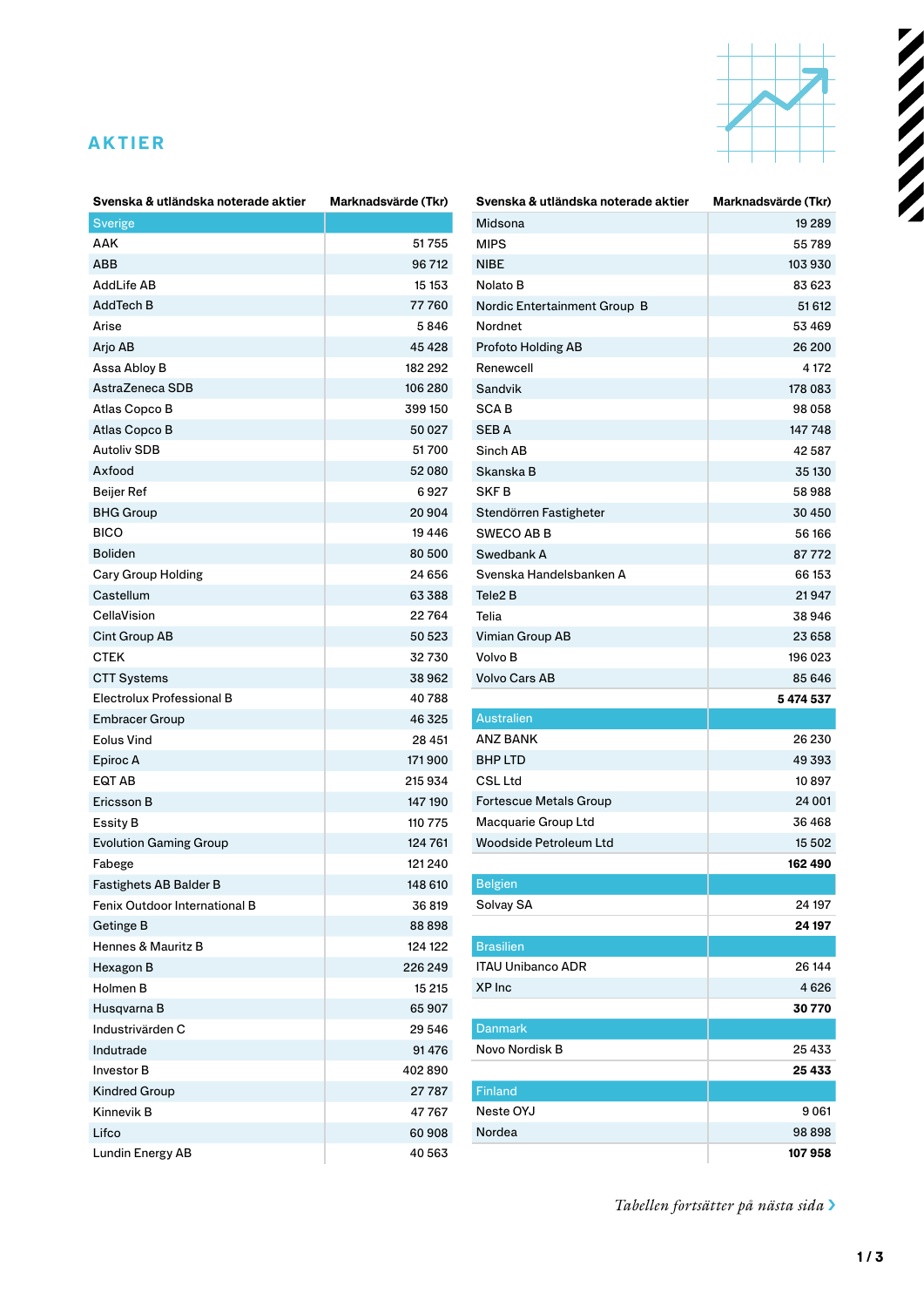## AKTIER

| Svenska & utländska noterade aktier | Marknadsvärde (Tkr) |
|---|---|
| Sverige | |
| AAK | 51 755 |
| ABB | 96 712 |
| AddLife AB | 15 153 |
| AddTech B | 77 760 |
| Arise | 5 846 |
| Arjo AB | 45 428 |
| Assa Abloy B | 182 292 |
| AstraZeneca SDB | 106 280 |
| Atlas Copco B | 399 150 |
| Atlas Copco B | 50 027 |
| Autoliv SDB | 51 700 |
| Axfood | 52 080 |
| Beijer Ref | 6 927 |
| BHG Group | 20 904 |
| BICO | 19 446 |
| Boliden | 80 500 |
| Cary Group Holding | 24 656 |
| Castellum | 63 388 |
| CellaVision | 22 764 |
| Cint Group AB | 50 523 |
| CTEK | 32 730 |
| CTT Systems | 38 962 |
| Electrolux Professional B | 40 788 |
| Embracer Group | 46 325 |
| Eolus Vind | 28 451 |
| Epiroc A | 171 900 |
| EQT AB | 215 934 |
| Ericsson B | 147 190 |
| Essity B | 110 775 |
| Evolution Gaming Group | 124 761 |
| Fabege | 121 240 |
| Fastighets AB Balder B | 148 610 |
| Fenix Outdoor International B | 36 819 |
| Getinge B | 88 898 |
| Hennes & Mauritz B | 124 122 |
| Hexagon B | 226 249 |
| Holmen B | 15 215 |
| Husqvarna B | 65 907 |
| Industrivärden C | 29 546 |
| Indutrade | 91 476 |
| Investor B | 402 890 |
| Kindred Group | 27 787 |
| Kinnevik B | 47 767 |
| Lifco | 60 908 |
| Lundin Energy AB | 40 563 |
| Midsona | 19 289 |
| MIPS | 55 789 |
| NIBE | 103 930 |
| Nolato B | 83 623 |
| Nordic Entertainment Group B | 51 612 |
| Nordnet | 53 469 |
| Profoto Holding AB | 26 200 |
| Renewcell | 4 172 |
| Sandvik | 178 083 |
| SCA B | 98 058 |
| SEB A | 147 748 |
| Sinch AB | 42 587 |
| Skanska B | 35 130 |
| SKF B | 58 988 |
| Stendörren Fastigheter | 30 450 |
| SWECO AB B | 56 166 |
| Swedbank A | 87 772 |
| Svenska Handelsbanken A | 66 153 |
| Tele2 B | 21 947 |
| Telia | 38 946 |
| Vimian Group AB | 23 658 |
| Volvo B | 196 023 |
| Volvo Cars AB | 85 646 |
| | **5 474 537** |
| Australien | |
| ANZ BANK | 26 230 |
| BHP LTD | 49 393 |
| CSL Ltd | 10 897 |
| Fortescue Metals Group | 24 001 |
| Macquarie Group Ltd | 36 468 |
| Woodside Petroleum Ltd | 15 502 |
| | **162 490** |
| Belgien | |
| Solvay SA | 24 197 |
| | **24 197** |
| Brasilien | |
| ITAU Unibanco ADR | 26 144 |
| XP Inc | 4 626 |
| | **30 770** |
| Danmark | |
| Novo Nordisk B | 25 433 |
| | **25 433** |
| Finland | |
| Neste OYJ | 9 061 |
| Nordea | 98 898 |
| | **107 958** |

*Tabellen fortsätter på nästa sida* ›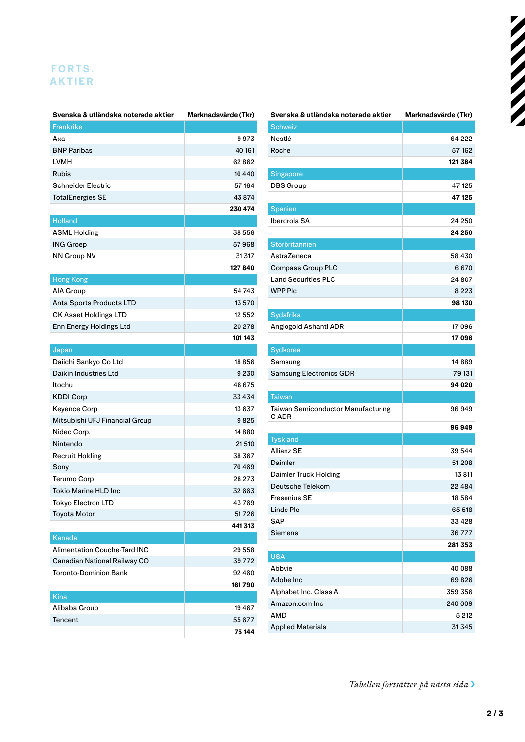## FORTS. AKTIER

| Svenska & utländska noterade aktier | Marknadsvärde (Tkr) |
|---|---|
| **Frankrike** | |
| Axa | 9 973 |
| BNP Paribas | 40 161 |
| LVMH | 62 862 |
| Rubis | 16 440 |
| Schneider Electric | 57 164 |
| TotalEnergies SE | 43 874 |
| | **230 474** |
| **Holland** | |
| ASML Holding | 38 556 |
| ING Groep | 57 968 |
| NN Group NV | 31 317 |
| | **127 840** |
| **Hong Kong** | |
| AIA Group | 54 743 |
| Anta Sports Products LTD | 13 570 |
| CK Asset Holdings LTD | 12 552 |
| Enn Energy Holdings Ltd | 20 278 |
| | **101 143** |
| **Japan** | |
| Daiichi Sankyo Co Ltd | 18 856 |
| Daikin Industries Ltd | 9 230 |
| Itochu | 48 675 |
| KDDI Corp | 33 434 |
| Keyence Corp | 13 637 |
| Mitsubishi UFJ Financial Group | 9 825 |
| Nidec Corp. | 14 880 |
| Nintendo | 21 510 |
| Recruit Holding | 38 367 |
| Sony | 76 469 |
| Terumo Corp | 28 273 |
| Tokio Marine HLD Inc | 32 663 |
| Tokyo Electron LTD | 43 769 |
| Toyota Motor | 51 726 |
| | **441 313** |
| **Kanada** | |
| Alimentation Couche-Tard INC | 29 558 |
| Canadian National Railway CO | 39 772 |
| Toronto-Dominion Bank | 92 460 |
| | **161 790** |
| **Kina** | |
| Alibaba Group | 19 467 |
| Tencent | 55 677 |
| | **75 144** |

| Svenska & utländska noterade aktier | Marknadsvärde (Tkr) |
|---|---|
| **Schweiz** | |
| Nestlé | 64 222 |
| Roche | 57 162 |
| | **121 384** |
| **Singapore** | |
| DBS Group | 47 125 |
| | **47 125** |
| **Spanien** | |
| Iberdrola SA | 24 250 |
| | **24 250** |
| **Storbritannien** | |
| AstraZeneca | 58 430 |
| Compass Group PLC | 6 670 |
| Land Securities PLC | 24 807 |
| WPP Plc | 8 223 |
| | **98 130** |
| **Sydafrika** | |
| Anglogold Ashanti ADR | 17 096 |
| | **17 096** |
| **Sydkorea** | |
| Samsung | 14 889 |
| Samsung Electronics GDR | 79 131 |
| | **94 020** |
| **Taiwan** | |
| Taiwan Semiconductor Manufacturing C ADR | 96 949 |
| | **96 949** |
| **Tyskland** | |
| Allianz SE | 39 544 |
| Daimler | 51 208 |
| Daimler Truck Holding | 13 811 |
| Deutsche Telekom | 22 484 |
| Fresenius SE | 18 584 |
| Linde Plc | 65 518 |
| SAP | 33 428 |
| Siemens | 36 777 |
| | **281 353** |
| **USA** | |
| Abbvie | 40 088 |
| Adobe Inc | 69 826 |
| Alphabet Inc. Class A | 359 356 |
| Amazon.com Inc | 240 009 |
| AMD | 5 212 |
| Applied Materials | 31 345 |

*Tabellen fortsätter på nästa sida ›*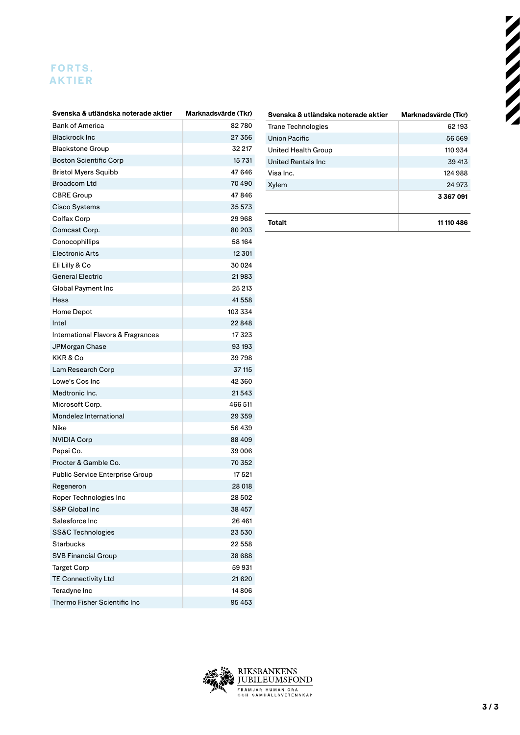## FORTS.
## AKTIER

| Svenska & utländska noterade aktier | Marknadsvärde (Tkr) |
|---|---|
| Bank of America | 82 780 |
| Blackrock Inc | 27 356 |
| Blackstone Group | 32 217 |
| Boston Scientific Corp | 15 731 |
| Bristol Myers Squibb | 47 646 |
| Broadcom Ltd | 70 490 |
| CBRE Group | 47 846 |
| Cisco Systems | 35 573 |
| Colfax Corp | 29 968 |
| Comcast Corp. | 80 203 |
| Conocophillips | 58 164 |
| Electronic Arts | 12 301 |
| Eli Lilly & Co | 30 024 |
| General Electric | 21 983 |
| Global Payment Inc | 25 213 |
| Hess | 41 558 |
| Home Depot | 103 334 |
| Intel | 22 848 |
| International Flavors & Fragrances | 17 323 |
| JPMorgan Chase | 93 193 |
| KKR & Co | 39 798 |
| Lam Research Corp | 37 115 |
| Lowe's Cos Inc | 42 360 |
| Medtronic Inc. | 21 543 |
| Microsoft Corp. | 466 511 |
| Mondelez International | 29 359 |
| Nike | 56 439 |
| NVIDIA Corp | 88 409 |
| Pepsi Co. | 39 006 |
| Procter & Gamble Co. | 70 352 |
| Public Service Enterprise Group | 17 521 |
| Regeneron | 28 018 |
| Roper Technologies Inc | 28 502 |
| S&P Global Inc | 38 457 |
| Salesforce Inc | 26 461 |
| SS&C Technologies | 23 530 |
| Starbucks | 22 558 |
| SVB Financial Group | 38 688 |
| Target Corp | 59 931 |
| TE Connectivity Ltd | 21 620 |
| Teradyne Inc | 14 806 |
| Thermo Fisher Scientific Inc | 95 453 |
| Trane Technologies | 62 193 |
| Union Pacific | 56 569 |
| United Health Group | 110 934 |
| United Rentals Inc | 39 413 |
| Visa Inc. | 124 988 |
| Xylem | 24 973 |
| | **3 367 091** |
| **Totalt** | **11 110 486** |